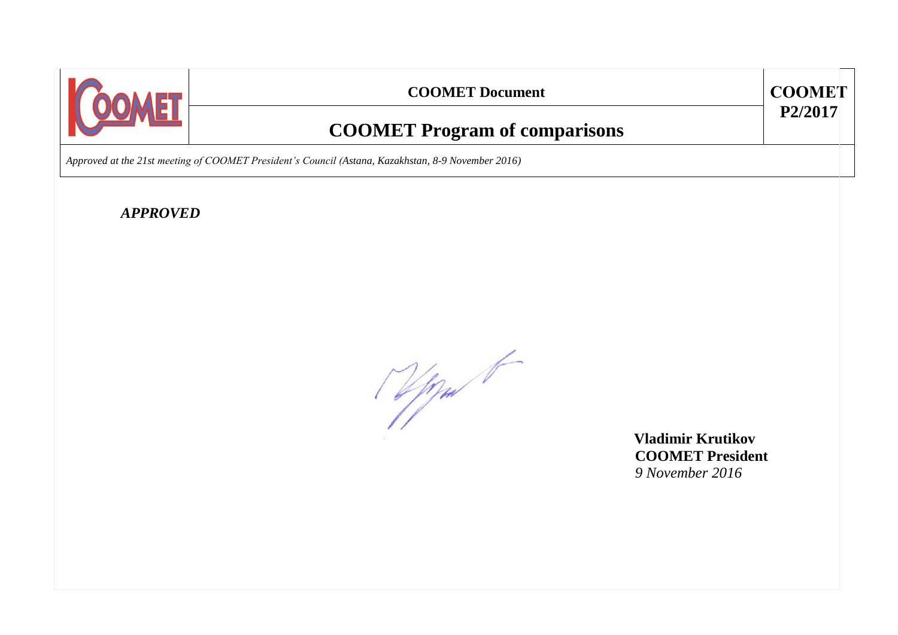| COOMET | COOMET Document | COOMET P2/2017 |
| --- | --- | --- |
| | **COOMET Program of comparisons** | |

*Approved at the 21st meeting of COOMET President's Council (Astana, Kazakhstan, 8-9 November 2016)*

***APPROVED***

**Vladimir Krutikov**
**COOMET President**
*9 November 2016*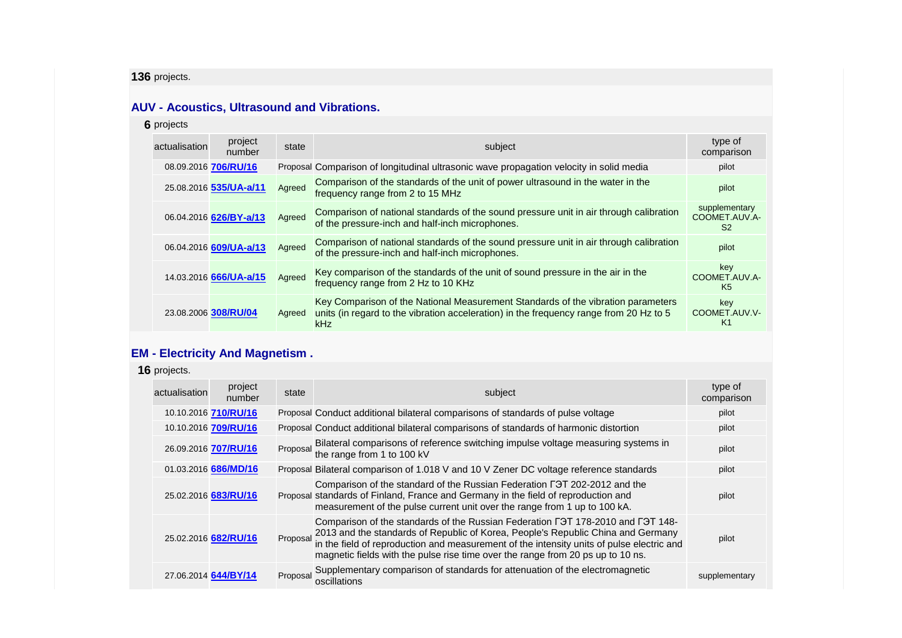**136** projects.

## AUV - Acoustics, Ultrasound and Vibrations.

**6** projects

| actualisation | project number | state | subject | type of comparison |
|---|---|---|---|---|
| 08.09.2016 | **706/RU/16** | Proposal | Comparison of longitudinal ultrasonic wave propagation velocity in solid media | pilot |
| 25.08.2016 | **535/UA-a/11** | Agreed | Comparison of the standards of the unit of power ultrasound in the water in the frequency range from 2 to 15 MHz | pilot |
| 06.04.2016 | **626/BY-a/13** | Agreed | Comparison of national standards of the sound pressure unit in air through calibration of the pressure-inch and half-inch microphones. | supplementary COOMET.AUV.A-S2 |
| 06.04.2016 | **609/UA-a/13** | Agreed | Comparison of national standards of the sound pressure unit in air through calibration of the pressure-inch and half-inch microphones. | pilot |
| 14.03.2016 | **666/UA-a/15** | Agreed | Key comparison of the standards of the unit of sound pressure in the air in the frequency range from 2 Hz to 10 KHz | key COOMET.AUV.A-K5 |
| 23.08.2006 | **308/RU/04** | Agreed | Key Comparison of the National Measurement Standards of the vibration parameters units (in regard to the vibration acceleration) in the frequency range from 20 Hz to 5 kHz | key COOMET.AUV.V-K1 |

## EM - Electricity And Magnetism .

**16** projects.

| actualisation | project number | state | subject | type of comparison |
|---|---|---|---|---|
| 10.10.2016 | **710/RU/16** | Proposal | Conduct additional bilateral comparisons of standards of pulse voltage | pilot |
| 10.10.2016 | **709/RU/16** | Proposal | Conduct additional bilateral comparisons of standards of harmonic distortion | pilot |
| 26.09.2016 | **707/RU/16** | Proposal | Bilateral comparisons of reference switching impulse voltage measuring systems in the range from 1 to 100 kV | pilot |
| 01.03.2016 | **686/MD/16** | Proposal | Bilateral comparison of 1.018 V and 10 V Zener DC voltage reference standards | pilot |
| 25.02.2016 | **683/RU/16** | Proposal | Comparison of the standard of the Russian Federation ГЭТ 202-2012 and the standards of Finland, France and Germany in the field of reproduction and measurement of the pulse current unit over the range from 1 up to 100 kA. | pilot |
| 25.02.2016 | **682/RU/16** | Proposal | Comparison of the standards of the Russian Federation ГЭТ 178-2010 and ГЭТ 148-2013 and the standards of Republic of Korea, People's Republic China and Germany in the field of reproduction and measurement of the intensity units of pulse electric and magnetic fields with the pulse rise time over the range from 20 ps up to 10 ns. | pilot |
| 27.06.2014 | **644/BY/14** | Proposal | Supplementary comparison of standards for attenuation of the electromagnetic oscillations | supplementary |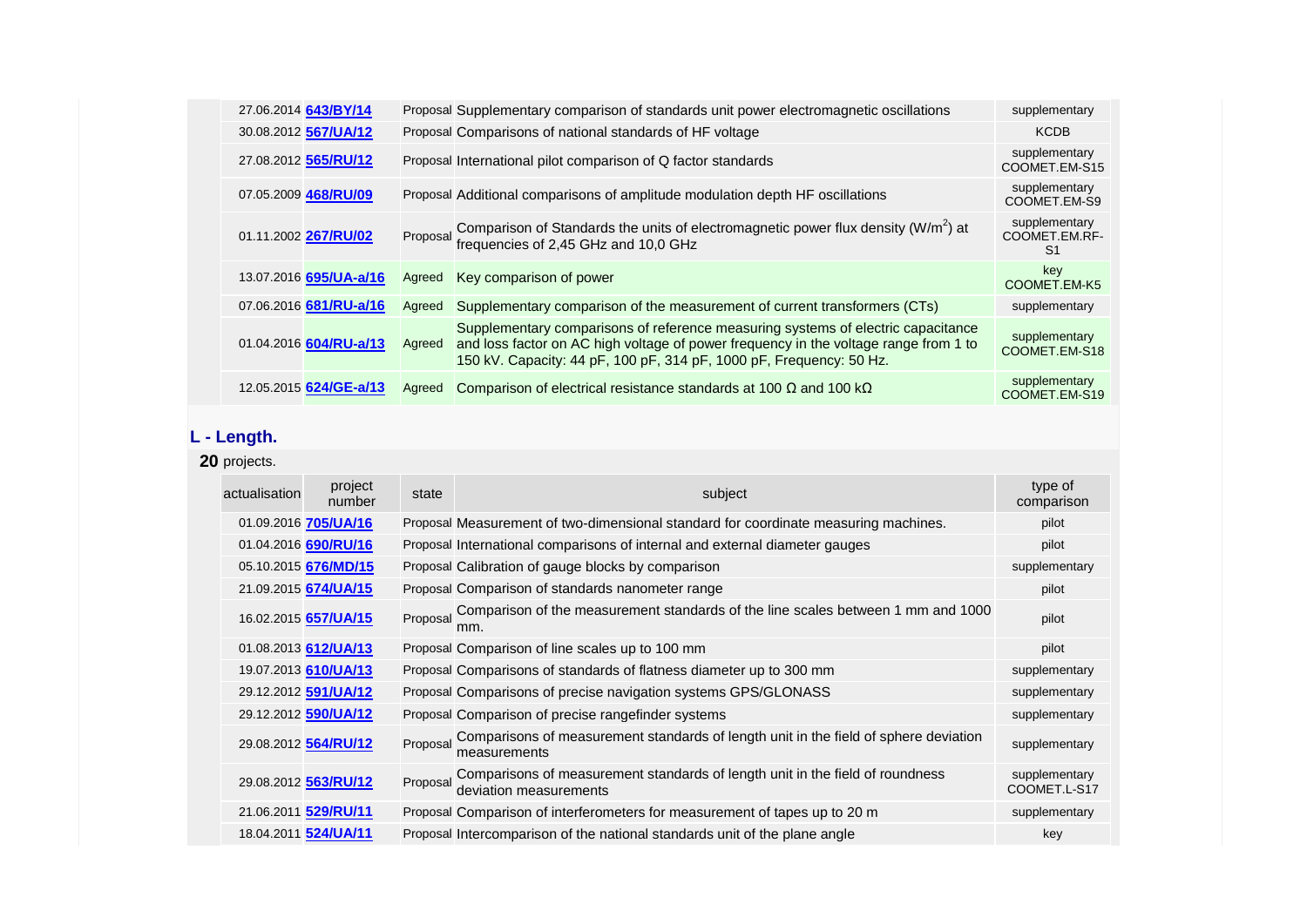| actualisation | project number | state | subject | type of comparison |
|---|---|---|---|---|
| 27.06.2014 | **643/BY/14** | Proposal | Supplementary comparison of standards unit power electromagnetic oscillations | supplementary |
| 30.08.2012 | **567/UA/12** | Proposal | Comparisons of national standards of HF voltage | KCDB |
| 27.08.2012 | **565/RU/12** | Proposal | International pilot comparison of Q factor standards | supplementary COOMET.EM-S15 |
| 07.05.2009 | **468/RU/09** | Proposal | Additional comparisons of amplitude modulation depth HF oscillations | supplementary COOMET.EM-S9 |
| 01.11.2002 | **267/RU/02** | Proposal | Comparison of Standards the units of electromagnetic power flux density ($W/m^2$) at frequencies of 2,45 GHz and 10,0 GHz | supplementary COOMET.EM.RF-S1 |
| 13.07.2016 | **695/UA-a/16** | Agreed | Key comparison of power | key COOMET.EM-K5 |
| 07.06.2016 | **681/RU-a/16** | Agreed | Supplementary comparison of the measurement of current transformers (CTs) | supplementary |
| 01.04.2016 | **604/RU-a/13** | Agreed | Supplementary comparisons of reference measuring systems of electric capacitance and loss factor on AC high voltage of power frequency in the voltage range from 1 to 150 kV. Capacity: 44 pF, 100 pF, 314 pF, 1000 pF, Frequency: 50 Hz. | supplementary COOMET.EM-S18 |
| 12.05.2015 | **624/GE-a/13** | Agreed | Comparison of electrical resistance standards at 100 Ω and 100 kΩ | supplementary COOMET.EM-S19 |

## L - Length.

**20** projects.

| actualisation | project number | state | subject | type of comparison |
|---|---|---|---|---|
| 01.09.2016 | **705/UA/16** | Proposal | Measurement of two-dimensional standard for coordinate measuring machines. | pilot |
| 01.04.2016 | **690/RU/16** | Proposal | International comparisons of internal and external diameter gauges | pilot |
| 05.10.2015 | **676/MD/15** | Proposal | Calibration of gauge blocks by comparison | supplementary |
| 21.09.2015 | **674/UA/15** | Proposal | Comparison of standards nanometer range | pilot |
| 16.02.2015 | **657/UA/15** | Proposal | Comparison of the measurement standards of the line scales between 1 mm and 1000 mm. | pilot |
| 01.08.2013 | **612/UA/13** | Proposal | Comparison of line scales up to 100 mm | pilot |
| 19.07.2013 | **610/UA/13** | Proposal | Comparisons of standards of flatness diameter up to 300 mm | supplementary |
| 29.12.2012 | **591/UA/12** | Proposal | Comparisons of precise navigation systems GPS/GLONASS | supplementary |
| 29.12.2012 | **590/UA/12** | Proposal | Comparison of precise rangefinder systems | supplementary |
| 29.08.2012 | **564/RU/12** | Proposal | Comparisons of measurement standards of length unit in the field of sphere deviation measurements | supplementary |
| 29.08.2012 | **563/RU/12** | Proposal | Comparisons of measurement standards of length unit in the field of roundness deviation measurements | supplementary COOMET.L-S17 |
| 21.06.2011 | **529/RU/11** | Proposal | Comparison of interferometers for measurement of tapes up to 20 m | supplementary |
| 18.04.2011 | **524/UA/11** | Proposal | Intercomparison of the national standards unit of the plane angle | key |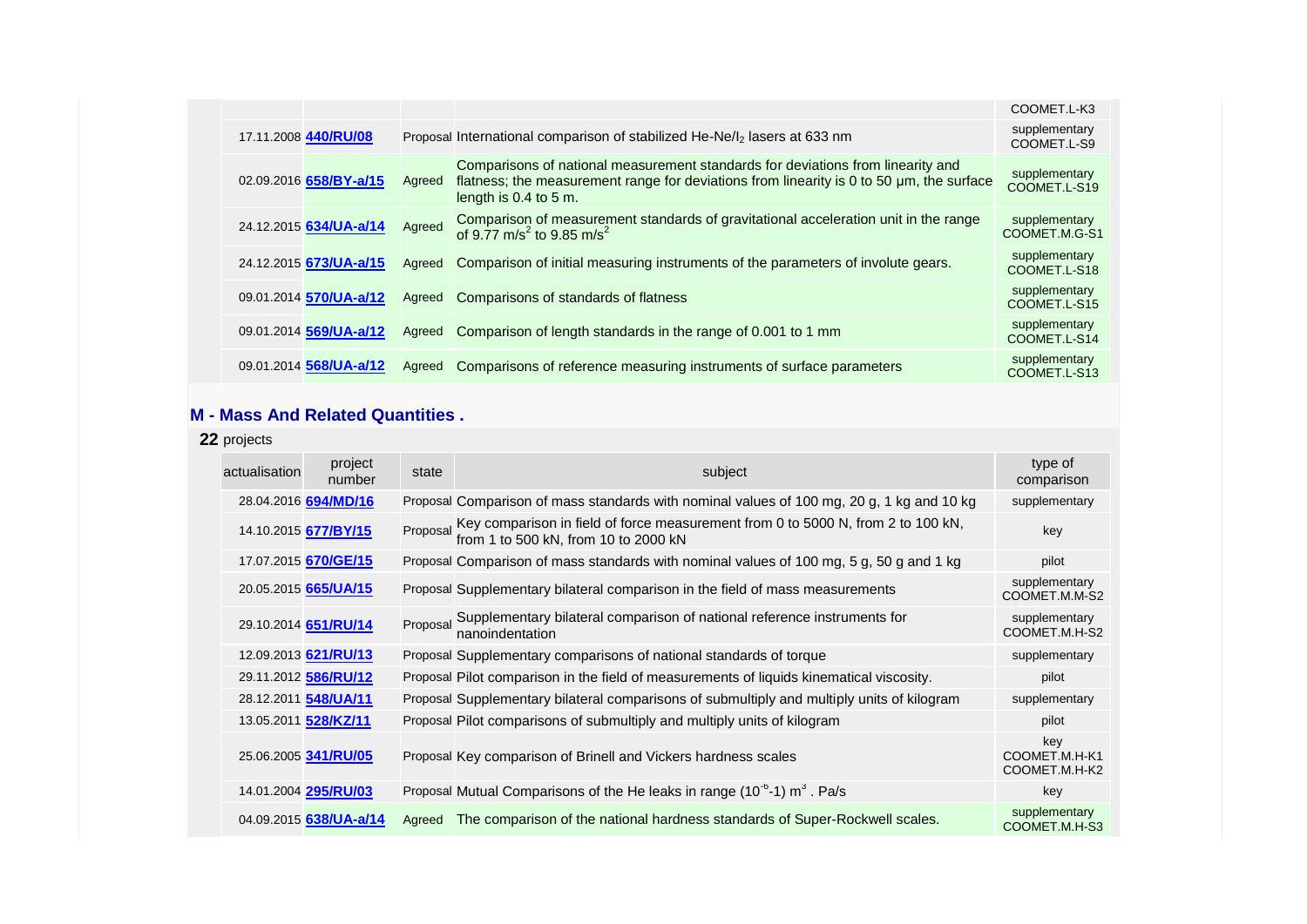| actualisation | project number | state | subject | type of comparison |
|---|---|---|---|---|
| | | | | COOMET.L-K3 |
| 17.11.2008 | **440/RU/08** | Proposal | International comparison of stabilized He-Ne/$I_2$ lasers at 633 nm | supplementary COOMET.L-S9 |
| 02.09.2016 | **658/BY-a/15** | Agreed | Comparisons of national measurement standards for deviations from linearity and flatness; the measurement range for deviations from linearity is 0 to 50 µm, the surface length is 0.4 to 5 m. | supplementary COOMET.L-S19 |
| 24.12.2015 | **634/UA-a/14** | Agreed | Comparison of measurement standards of gravitational acceleration unit in the range of 9.77 $m/s^2$ to 9.85 $m/s^2$ | supplementary COOMET.M.G-S1 |
| 24.12.2015 | **673/UA-a/15** | Agreed | Comparison of initial measuring instruments of the parameters of involute gears. | supplementary COOMET.L-S18 |
| 09.01.2014 | **570/UA-a/12** | Agreed | Comparisons of standards of flatness | supplementary COOMET.L-S15 |
| 09.01.2014 | **569/UA-a/12** | Agreed | Comparison of length standards in the range of 0.001 to 1 mm | supplementary COOMET.L-S14 |
| 09.01.2014 | **568/UA-a/12** | Agreed | Comparisons of reference measuring instruments of surface parameters | supplementary COOMET.L-S13 |

## M - Mass And Related Quantities .

**22** projects

| actualisation | project number | state | subject | type of comparison |
|---|---|---|---|---|
| 28.04.2016 | **694/MD/16** | Proposal | Comparison of mass standards with nominal values of 100 mg, 20 g, 1 kg and 10 kg | supplementary |
| 14.10.2015 | **677/BY/15** | Proposal | Key comparison in field of force measurement from 0 to 5000 N, from 2 to 100 kN, from 1 to 500 kN, from 10 to 2000 kN | key |
| 17.07.2015 | **670/GE/15** | Proposal | Comparison of mass standards with nominal values of 100 mg, 5 g, 50 g and 1 kg | pilot |
| 20.05.2015 | **665/UA/15** | Proposal | Supplementary bilateral comparison in the field of mass measurements | supplementary COOMET.M.M-S2 |
| 29.10.2014 | **651/RU/14** | Proposal | Supplementary bilateral comparison of national reference instruments for nanoindentation | supplementary COOMET.M.H-S2 |
| 12.09.2013 | **621/RU/13** | Proposal | Supplementary comparisons of national standards of torque | supplementary |
| 29.11.2012 | **586/RU/12** | Proposal | Pilot comparison in the field of measurements of liquids kinematical viscosity. | pilot |
| 28.12.2011 | **548/UA/11** | Proposal | Supplementary bilateral comparisons of submultiply and multiply units of kilogram | supplementary |
| 13.05.2011 | **528/KZ/11** | Proposal | Pilot comparisons of submultiply and multiply units of kilogram | pilot |
| 25.06.2005 | **341/RU/05** | Proposal | Key comparison of Brinell and Vickers hardness scales | key COOMET.M.H-K1 COOMET.M.H-K2 |
| 14.01.2004 | **295/RU/03** | Proposal | Mutual Comparisons of the He leaks in range ($10^{-6}$-1) $m^3$ . Pa/s | key |
| 04.09.2015 | **638/UA-a/14** | Agreed | The comparison of the national hardness standards of Super-Rockwell scales. | supplementary COOMET.M.H-S3 |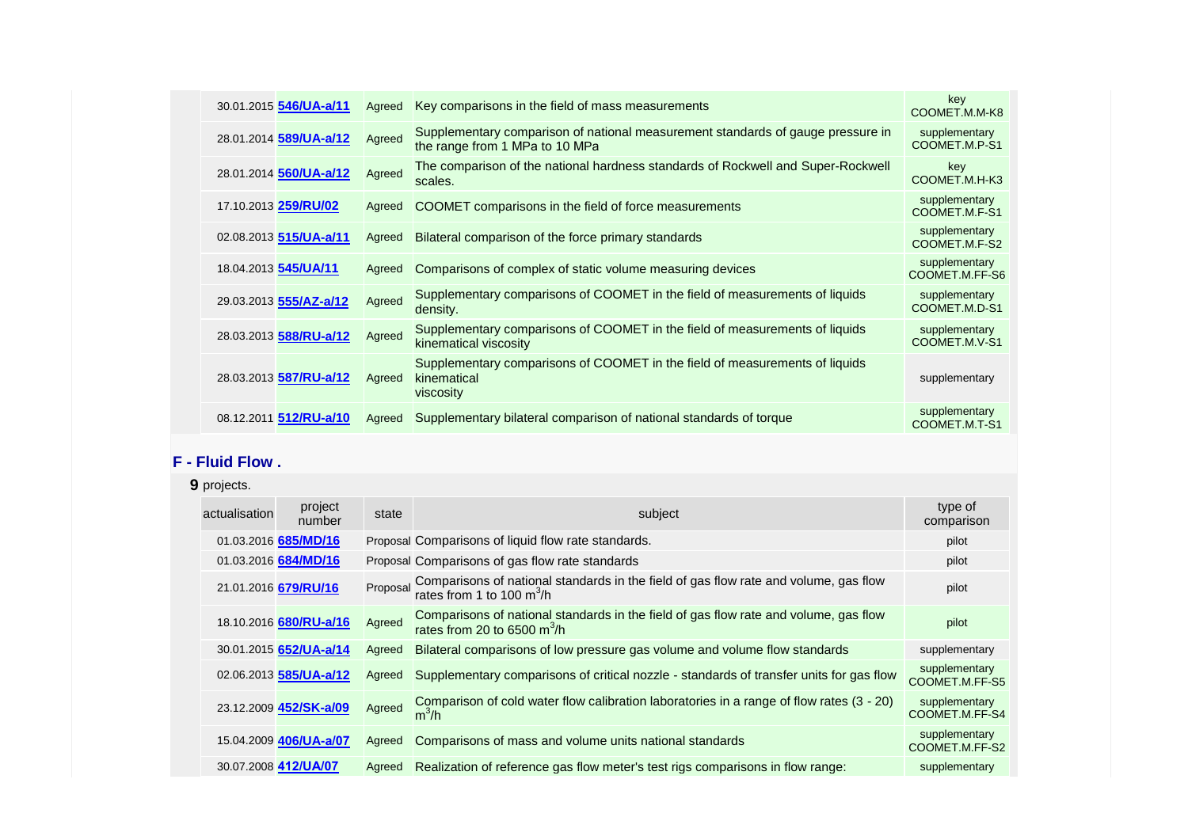| actualisation | project number | state | subject | type of comparison |
|---|---|---|---|---|
| 30.01.2015 | **546/UA-a/11** | Agreed | Key comparisons in the field of mass measurements | key COOMET.M.M-K8 |
| 28.01.2014 | **589/UA-a/12** | Agreed | Supplementary comparison of national measurement standards of gauge pressure in the range from 1 MPa to 10 MPa | supplementary COOMET.M.P-S1 |
| 28.01.2014 | **560/UA-a/12** | Agreed | The comparison of the national hardness standards of Rockwell and Super-Rockwell scales. | key COOMET.M.H-K3 |
| 17.10.2013 | **259/RU/02** | Agreed | COOMET comparisons in the field of force measurements | supplementary COOMET.M.F-S1 |
| 02.08.2013 | **515/UA-a/11** | Agreed | Bilateral comparison of the force primary standards | supplementary COOMET.M.F-S2 |
| 18.04.2013 | **545/UA/11** | Agreed | Comparisons of complex of static volume measuring devices | supplementary COOMET.M.FF-S6 |
| 29.03.2013 | **555/AZ-a/12** | Agreed | Supplementary comparisons of COOMET in the field of measurements of liquids density. | supplementary COOMET.M.D-S1 |
| 28.03.2013 | **588/RU-a/12** | Agreed | Supplementary comparisons of COOMET in the field of measurements of liquids kinematical viscosity | supplementary COOMET.M.V-S1 |
| 28.03.2013 | **587/RU-a/12** | Agreed | Supplementary comparisons of COOMET in the field of measurements of liquids kinematical viscosity | supplementary |
| 08.12.2011 | **512/RU-a/10** | Agreed | Supplementary bilateral comparison of national standards of torque | supplementary COOMET.M.T-S1 |

## F - Fluid Flow .

**9** projects.

| actualisation | project number | state | subject | type of comparison |
|---|---|---|---|---|
| 01.03.2016 | **685/MD/16** | Proposal | Comparisons of liquid flow rate standards. | pilot |
| 01.03.2016 | **684/MD/16** | Proposal | Comparisons of gas flow rate standards | pilot |
| 21.01.2016 | **679/RU/16** | Proposal | Comparisons of national standards in the field of gas flow rate and volume, gas flow rates from 1 to 100 $m^3$/h | pilot |
| 18.10.2016 | **680/RU-a/16** | Agreed | Comparisons of national standards in the field of gas flow rate and volume, gas flow rates from 20 to 6500 $m^3$/h | pilot |
| 30.01.2015 | **652/UA-a/14** | Agreed | Bilateral comparisons of low pressure gas volume and volume flow standards | supplementary |
| 02.06.2013 | **585/UA-a/12** | Agreed | Supplementary comparisons of critical nozzle - standards of transfer units for gas flow | supplementary COOMET.M.FF-S5 |
| 23.12.2009 | **452/SK-a/09** | Agreed | Comparison of cold water flow calibration laboratories in a range of flow rates (3 - 20) $m^3$/h | supplementary COOMET.M.FF-S4 |
| 15.04.2009 | **406/UA-a/07** | Agreed | Comparisons of mass and volume units national standards | supplementary COOMET.M.FF-S2 |
| 30.07.2008 | **412/UA/07** | Agreed | Realization of reference gas flow meter's test rigs comparisons in flow range: | supplementary |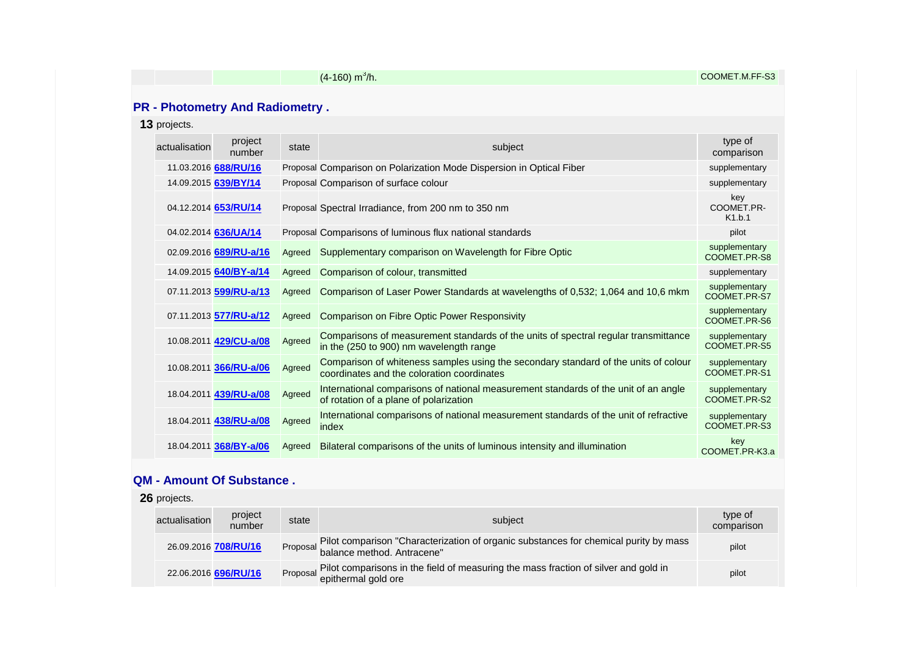| | | | $(4\text{-}160)\ m^3/h$. | COOMET.M.FF-S3 |
|---|---|---|---|---|

## PR - Photometry And Radiometry .

**13** projects.

| actualisation | project number | state | subject | type of comparison |
|---|---|---|---|---|
| 11.03.2016 | **688/RU/16** | Proposal | Comparison on Polarization Mode Dispersion in Optical Fiber | supplementary |
| 14.09.2015 | **639/BY/14** | Proposal | Comparison of surface colour | supplementary |
| 04.12.2014 | **653/RU/14** | Proposal | Spectral Irradiance, from 200 nm to 350 nm | key COOMET.PR-K1.b.1 |
| 04.02.2014 | **636/UA/14** | Proposal | Comparisons of luminous flux national standards | pilot |
| 02.09.2016 | **689/RU-a/16** | Agreed | Supplementary comparison on Wavelength for Fibre Optic | supplementary COOMET.PR-S8 |
| 14.09.2015 | **640/BY-a/14** | Agreed | Comparison of colour, transmitted | supplementary |
| 07.11.2013 | **599/RU-a/13** | Agreed | Comparison of Laser Power Standards at wavelengths of 0,532; 1,064 and 10,6 mkm | supplementary COOMET.PR-S7 |
| 07.11.2013 | **577/RU-a/12** | Agreed | Comparison on Fibre Optic Power Responsivity | supplementary COOMET.PR-S6 |
| 10.08.2011 | **429/CU-a/08** | Agreed | Comparisons of measurement standards of the units of spectral regular transmittance in the (250 to 900) nm wavelength range | supplementary COOMET.PR-S5 |
| 10.08.2011 | **366/RU-a/06** | Agreed | Comparison of whiteness samples using the secondary standard of the units of colour coordinates and the coloration coordinates | supplementary COOMET.PR-S1 |
| 18.04.2011 | **439/RU-a/08** | Agreed | International comparisons of national measurement standards of the unit of an angle of rotation of a plane of polarization | supplementary COOMET.PR-S2 |
| 18.04.2011 | **438/RU-a/08** | Agreed | International comparisons of national measurement standards of the unit of refractive index | supplementary COOMET.PR-S3 |
| 18.04.2011 | **368/BY-a/06** | Agreed | Bilateral comparisons of the units of luminous intensity and illumination | key COOMET.PR-K3.a |

## QM - Amount Of Substance .

**26** projects.

| actualisation | project number | state | subject | type of comparison |
|---|---|---|---|---|
| 26.09.2016 | **708/RU/16** | Proposal | Pilot comparison "Characterization of organic substances for chemical purity by mass balance method. Antracene" | pilot |
| 22.06.2016 | **696/RU/16** | Proposal | Pilot comparisons in the field of measuring the mass fraction of silver and gold in epithermal gold ore | pilot |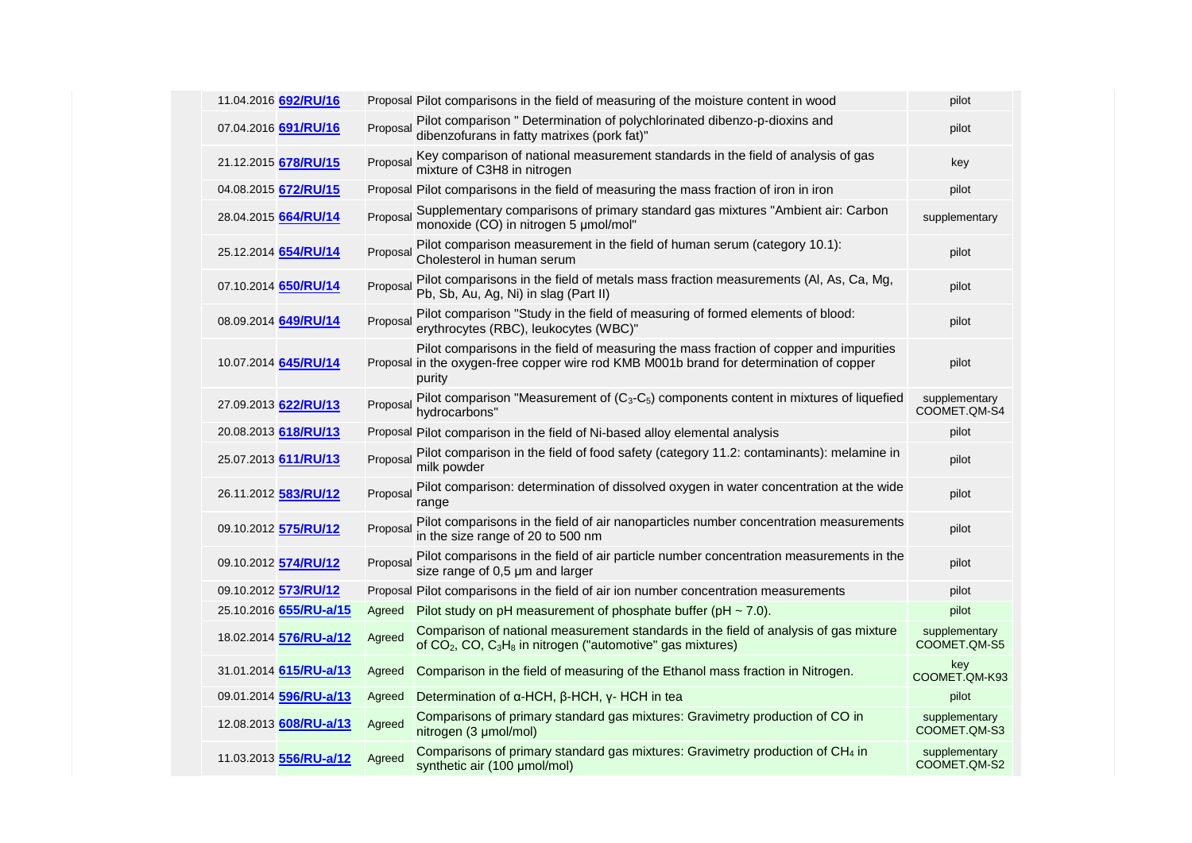| | | | | |
|---|---|---|---|---|
| 11.04.2016 | 692/RU/16 | Proposal | Pilot comparisons in the field of measuring of the moisture content in wood | pilot |
| 07.04.2016 | 691/RU/16 | Proposal | Pilot comparison " Determination of polychlorinated dibenzo-p-dioxins and dibenzofurans in fatty matrixes (pork fat)" | pilot |
| 21.12.2015 | 678/RU/15 | Proposal | Key comparison of national measurement standards in the field of analysis of gas mixture of C3H8 in nitrogen | key |
| 04.08.2015 | 672/RU/15 | Proposal | Pilot comparisons in the field of measuring the mass fraction of iron in iron | pilot |
| 28.04.2015 | 664/RU/14 | Proposal | Supplementary comparisons of primary standard gas mixtures "Ambient air: Carbon monoxide (CO) in nitrogen 5 µmol/mol" | supplementary |
| 25.12.2014 | 654/RU/14 | Proposal | Pilot comparison measurement in the field of human serum (category 10.1): Cholesterol in human serum | pilot |
| 07.10.2014 | 650/RU/14 | Proposal | Pilot comparisons in the field of metals mass fraction measurements (Al, As, Ca, Mg, Pb, Sb, Au, Ag, Ni) in slag (Part II) | pilot |
| 08.09.2014 | 649/RU/14 | Proposal | Pilot comparison "Study in the field of measuring of formed elements of blood: erythrocytes (RBC), leukocytes (WBC)" | pilot |
| 10.07.2014 | 645/RU/14 | Proposal | Pilot comparisons in the field of measuring the mass fraction of copper and impurities in the oxygen-free copper wire rod KMB M001b brand for determination of copper purity | pilot |
| 27.09.2013 | 622/RU/13 | Proposal | Pilot comparison "Measurement of ($C_3$-$C_5$) components content in mixtures of liquefied hydrocarbons" | supplementary COOMET.QM-S4 |
| 20.08.2013 | 618/RU/13 | Proposal | Pilot comparison in the field of Ni-based alloy elemental analysis | pilot |
| 25.07.2013 | 611/RU/13 | Proposal | Pilot comparison in the field of food safety (category 11.2: contaminants): melamine in milk powder | pilot |
| 26.11.2012 | 583/RU/12 | Proposal | Pilot comparison: determination of dissolved oxygen in water concentration at the wide range | pilot |
| 09.10.2012 | 575/RU/12 | Proposal | Pilot comparisons in the field of air nanoparticles number concentration measurements in the size range of 20 to 500 nm | pilot |
| 09.10.2012 | 574/RU/12 | Proposal | Pilot comparisons in the field of air particle number concentration measurements in the size range of 0,5 µm and larger | pilot |
| 09.10.2012 | 573/RU/12 | Proposal | Pilot comparisons in the field of air ion number concentration measurements | pilot |
| 25.10.2016 | 655/RU-a/15 | Agreed | Pilot study on pH measurement of phosphate buffer (pH ~ 7.0). | pilot |
| 18.02.2014 | 576/RU-a/12 | Agreed | Comparison of national measurement standards in the field of analysis of gas mixture of $CO_2$, CO, $C_3H_8$ in nitrogen ("automotive" gas mixtures) | supplementary COOMET.QM-S5 |
| 31.01.2014 | 615/RU-a/13 | Agreed | Comparison in the field of measuring of the Ethanol mass fraction in Nitrogen. | key COOMET.QM-K93 |
| 09.01.2014 | 596/RU-a/13 | Agreed | Determination of α-HCH, β-HCH, γ- HCH in tea | pilot |
| 12.08.2013 | 608/RU-a/13 | Agreed | Comparisons of primary standard gas mixtures: Gravimetry production of CO in nitrogen (3 µmol/mol) | supplementary COOMET.QM-S3 |
| 11.03.2013 | 556/RU-a/12 | Agreed | Comparisons of primary standard gas mixtures: Gravimetry production of $CH_4$ in synthetic air (100 µmol/mol) | supplementary COOMET.QM-S2 |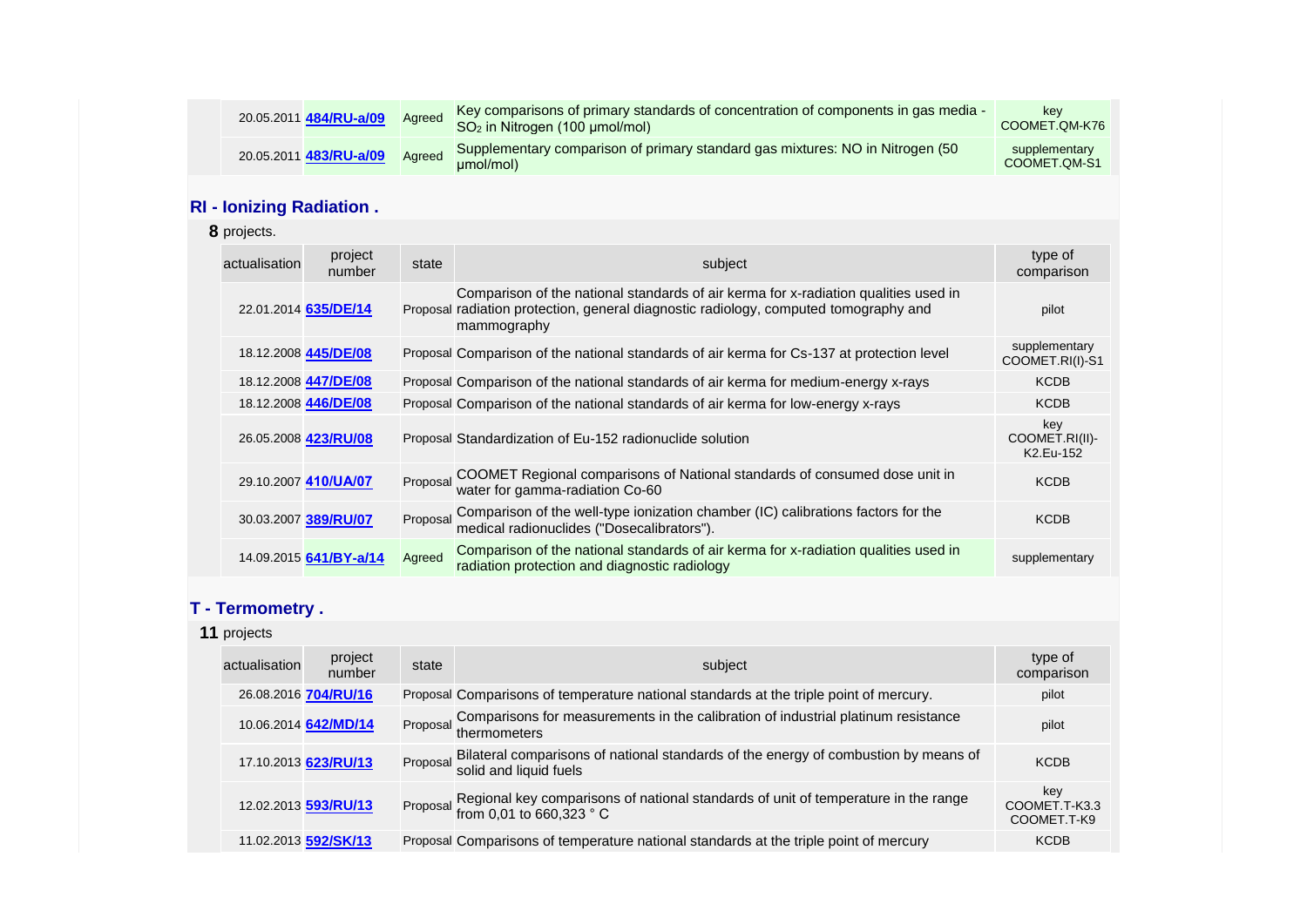| | | | | |
|---|---|---|---|---|
| 20.05.2011 | **484/RU-a/09** | Agreed | Key comparisons of primary standards of concentration of components in gas media - $SO_2$ in Nitrogen (100 µmol/mol) | key COOMET.QM-K76 |
| 20.05.2011 | **483/RU-a/09** | Agreed | Supplementary comparison of primary standard gas mixtures: NO in Nitrogen (50 µmol/mol) | supplementary COOMET.QM-S1 |

## RI - Ionizing Radiation .

**8** projects.

| actualisation | project number | state | subject | type of comparison |
|---|---|---|---|---|
| 22.01.2014 | **635/DE/14** | Proposal | Comparison of the national standards of air kerma for x-radiation qualities used in radiation protection, general diagnostic radiology, computed tomography and mammography | pilot |
| 18.12.2008 | **445/DE/08** | Proposal | Comparison of the national standards of air kerma for Cs-137 at protection level | supplementary COOMET.RI(I)-S1 |
| 18.12.2008 | **447/DE/08** | Proposal | Comparison of the national standards of air kerma for medium-energy x-rays | KCDB |
| 18.12.2008 | **446/DE/08** | Proposal | Comparison of the national standards of air kerma for low-energy x-rays | KCDB |
| 26.05.2008 | **423/RU/08** | Proposal | Standardization of Eu-152 radionuclide solution | key COOMET.RI(II)-K2.Eu-152 |
| 29.10.2007 | **410/UA/07** | Proposal | COOMET Regional comparisons of National standards of consumed dose unit in water for gamma-radiation Co-60 | KCDB |
| 30.03.2007 | **389/RU/07** | Proposal | Comparison of the well-type ionization chamber (IC) calibrations factors for the medical radionuclides ("Dosecalibrators"). | KCDB |
| 14.09.2015 | **641/BY-a/14** | Agreed | Comparison of the national standards of air kerma for x-radiation qualities used in radiation protection and diagnostic radiology | supplementary |

## T - Termometry .

**11** projects

| actualisation | project number | state | subject | type of comparison |
|---|---|---|---|---|
| 26.08.2016 | **704/RU/16** | Proposal | Comparisons of temperature national standards at the triple point of mercury. | pilot |
| 10.06.2014 | **642/MD/14** | Proposal | Comparisons for measurements in the calibration of industrial platinum resistance thermometers | pilot |
| 17.10.2013 | **623/RU/13** | Proposal | Bilateral comparisons of national standards of the energy of combustion by means of solid and liquid fuels | KCDB |
| 12.02.2013 | **593/RU/13** | Proposal | Regional key comparisons of national standards of unit of temperature in the range from 0,01 to 660,323 ° C | key COOMET.T-K3.3 COOMET.T-K9 |
| 11.02.2013 | **592/SK/13** | Proposal | Comparisons of temperature national standards at the triple point of mercury | KCDB |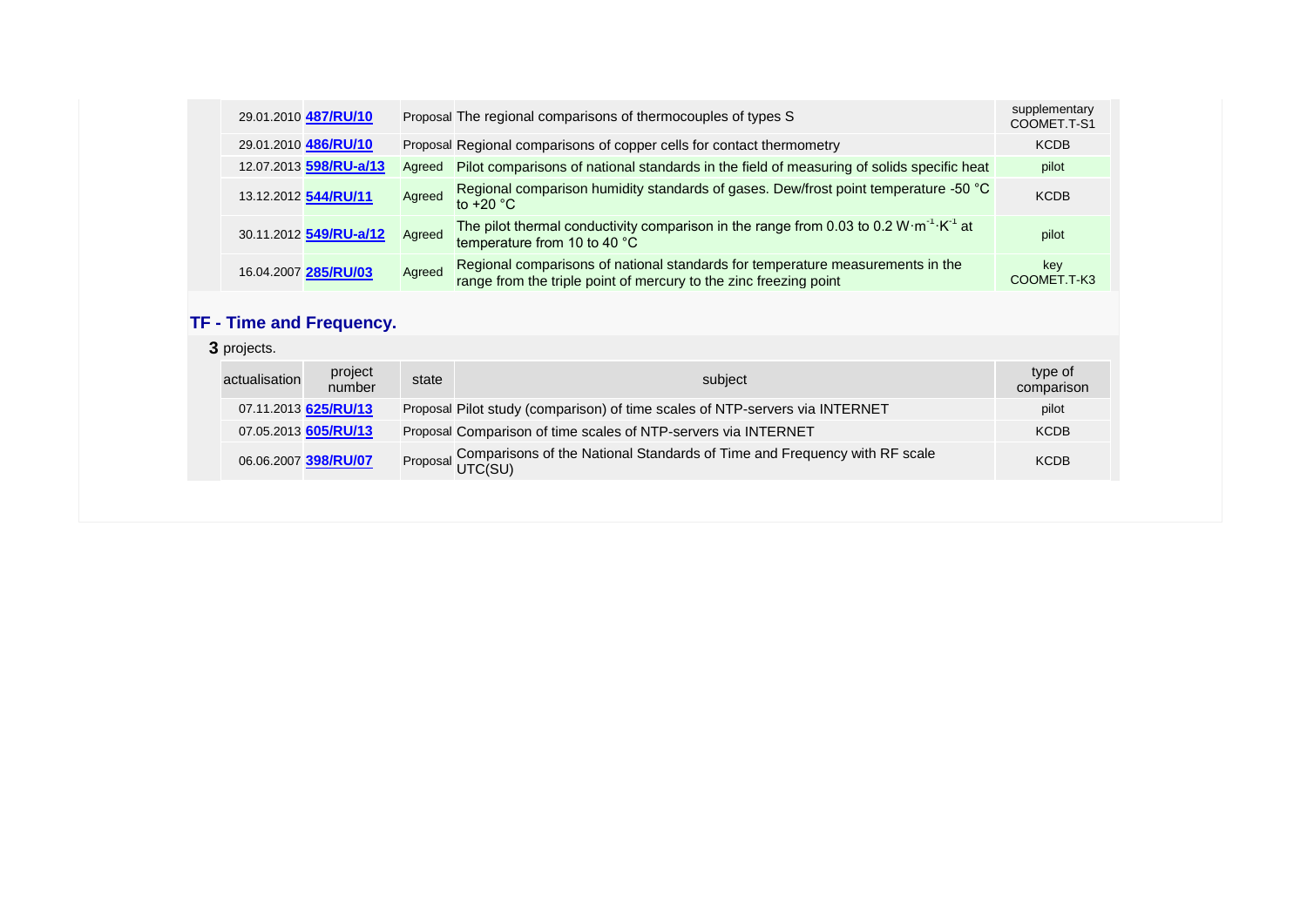| | | | | |
|---|---|---|---|---|
| 29.01.2010 | **487/RU/10** | Proposal | The regional comparisons of thermocouples of types S | supplementary COOMET.T-S1 |
| 29.01.2010 | **486/RU/10** | Proposal | Regional comparisons of copper cells for contact thermometry | KCDB |
| 12.07.2013 | **598/RU-a/13** | Agreed | Pilot comparisons of national standards in the field of measuring of solids specific heat | pilot |
| 13.12.2012 | **544/RU/11** | Agreed | Regional comparison humidity standards of gases. Dew/frost point temperature -50 °C to +20 °C | KCDB |
| 30.11.2012 | **549/RU-a/12** | Agreed | The pilot thermal conductivity comparison in the range from 0.03 to 0.2 $W \cdot m^{-1} \cdot K^{-1}$ at temperature from 10 to 40 °C | pilot |
| 16.04.2007 | **285/RU/03** | Agreed | Regional comparisons of national standards for temperature measurements in the range from the triple point of mercury to the zinc freezing point | key COOMET.T-K3 |

## TF - Time and Frequency.

**3** projects.

| actualisation | project number | state | subject | type of comparison |
|---|---|---|---|---|
| 07.11.2013 | **625/RU/13** | Proposal | Pilot study (comparison) of time scales of NTP-servers via INTERNET | pilot |
| 07.05.2013 | **605/RU/13** | Proposal | Comparison of time scales of NTP-servers via INTERNET | KCDB |
| 06.06.2007 | **398/RU/07** | Proposal | Comparisons of the National Standards of Time and Frequency with RF scale UTC(SU) | KCDB |